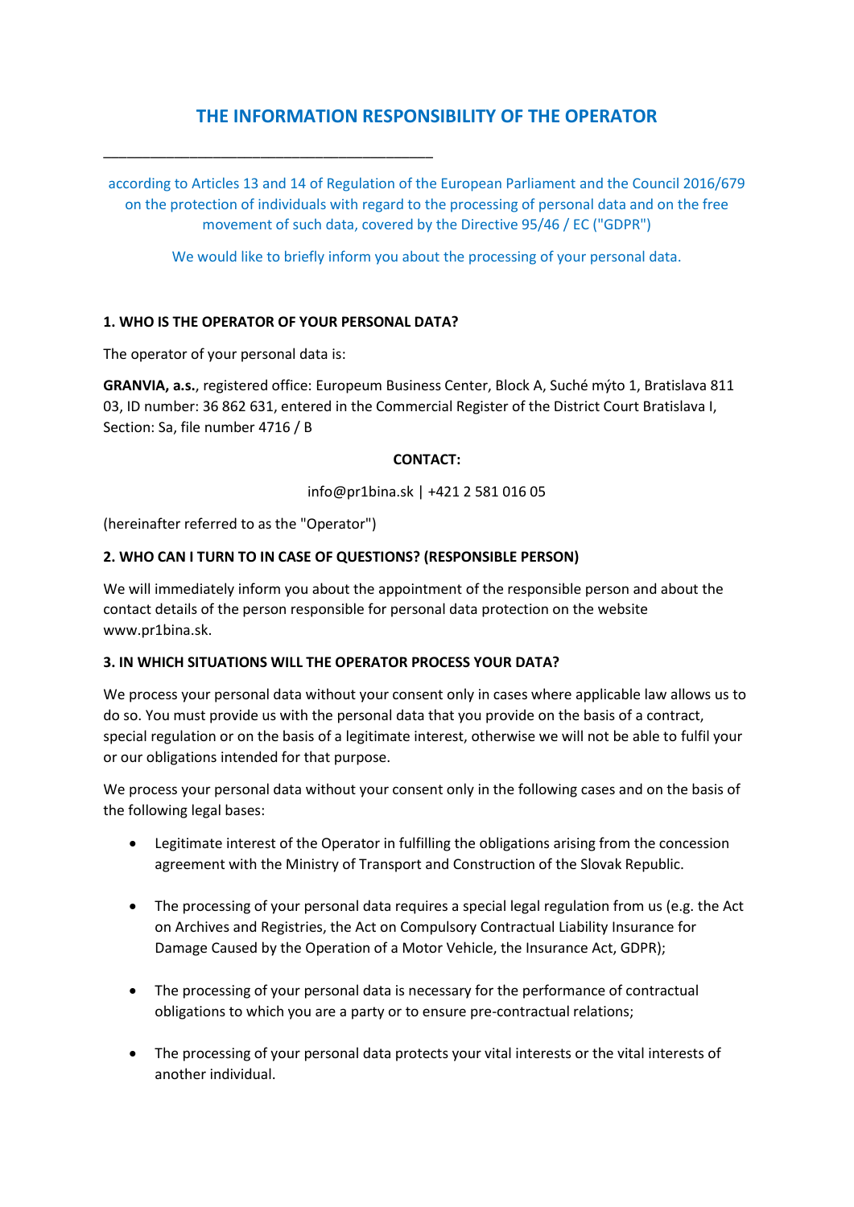# THE INFORMATION RESPONSIBILITY OF THE OPERATOR

---

according to Articles 13 and 14 of Regulation of the European Parliament and the Council 2016/679 on the protection of individuals with regard to the processing of personal data and on the free movement of such data, covered by the Directive 95/46 / EC ("GDPR")

We would like to briefly inform you about the processing of your personal data.

### 1. WHO IS THE OPERATOR OF YOUR PERSONAL DATA?

The operator of your personal data is:

**GRANVIA, a.s.**, registered office: Europeum Business Center, Block A, Suché mýto 1, Bratislava 811 03, ID number: 36 862 631, entered in the Commercial Register of the District Court Bratislava I, Section: Sa, file number 4716 / B

**CONTACT:**

info@pr1bina.sk | +421 2 581 016 05

(hereinafter referred to as the "Operator")

### 2. WHO CAN I TURN TO IN CASE OF QUESTIONS? (RESPONSIBLE PERSON)

We will immediately inform you about the appointment of the responsible person and about the contact details of the person responsible for personal data protection on the website www.pr1bina.sk.

### 3. IN WHICH SITUATIONS WILL THE OPERATOR PROCESS YOUR DATA?

We process your personal data without your consent only in cases where applicable law allows us to do so. You must provide us with the personal data that you provide on the basis of a contract, special regulation or on the basis of a legitimate interest, otherwise we will not be able to fulfil your or our obligations intended for that purpose.

We process your personal data without your consent only in the following cases and on the basis of the following legal bases:

- Legitimate interest of the Operator in fulfilling the obligations arising from the concession agreement with the Ministry of Transport and Construction of the Slovak Republic.
- The processing of your personal data requires a special legal regulation from us (e.g. the Act on Archives and Registries, the Act on Compulsory Contractual Liability Insurance for Damage Caused by the Operation of a Motor Vehicle, the Insurance Act, GDPR);
- The processing of your personal data is necessary for the performance of contractual obligations to which you are a party or to ensure pre-contractual relations;
- The processing of your personal data protects your vital interests or the vital interests of another individual.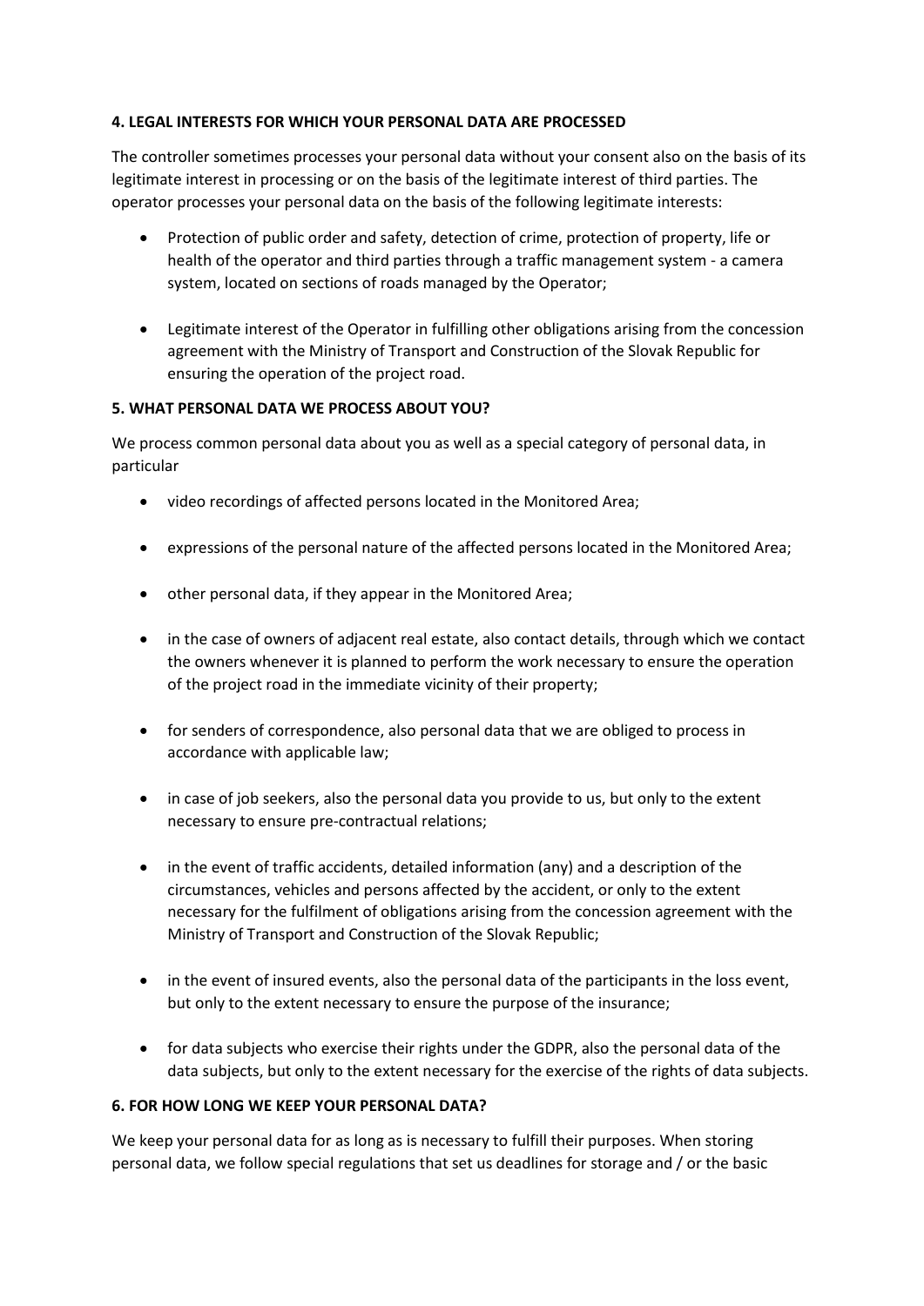## 4. LEGAL INTERESTS FOR WHICH YOUR PERSONAL DATA ARE PROCESSED

The controller sometimes processes your personal data without your consent also on the basis of its legitimate interest in processing or on the basis of the legitimate interest of third parties. The operator processes your personal data on the basis of the following legitimate interests:

- Protection of public order and safety, detection of crime, protection of property, life or health of the operator and third parties through a traffic management system - a camera system, located on sections of roads managed by the Operator;
- Legitimate interest of the Operator in fulfilling other obligations arising from the concession agreement with the Ministry of Transport and Construction of the Slovak Republic for ensuring the operation of the project road.

## 5. WHAT PERSONAL DATA WE PROCESS ABOUT YOU?

We process common personal data about you as well as a special category of personal data, in particular

- video recordings of affected persons located in the Monitored Area;
- expressions of the personal nature of the affected persons located in the Monitored Area;
- other personal data, if they appear in the Monitored Area;
- in the case of owners of adjacent real estate, also contact details, through which we contact the owners whenever it is planned to perform the work necessary to ensure the operation of the project road in the immediate vicinity of their property;
- for senders of correspondence, also personal data that we are obliged to process in accordance with applicable law;
- in case of job seekers, also the personal data you provide to us, but only to the extent necessary to ensure pre-contractual relations;
- in the event of traffic accidents, detailed information (any) and a description of the circumstances, vehicles and persons affected by the accident, or only to the extent necessary for the fulfilment of obligations arising from the concession agreement with the Ministry of Transport and Construction of the Slovak Republic;
- in the event of insured events, also the personal data of the participants in the loss event, but only to the extent necessary to ensure the purpose of the insurance;
- for data subjects who exercise their rights under the GDPR, also the personal data of the data subjects, but only to the extent necessary for the exercise of the rights of data subjects.

## 6. FOR HOW LONG WE KEEP YOUR PERSONAL DATA?

We keep your personal data for as long as is necessary to fulfill their purposes. When storing personal data, we follow special regulations that set us deadlines for storage and / or the basic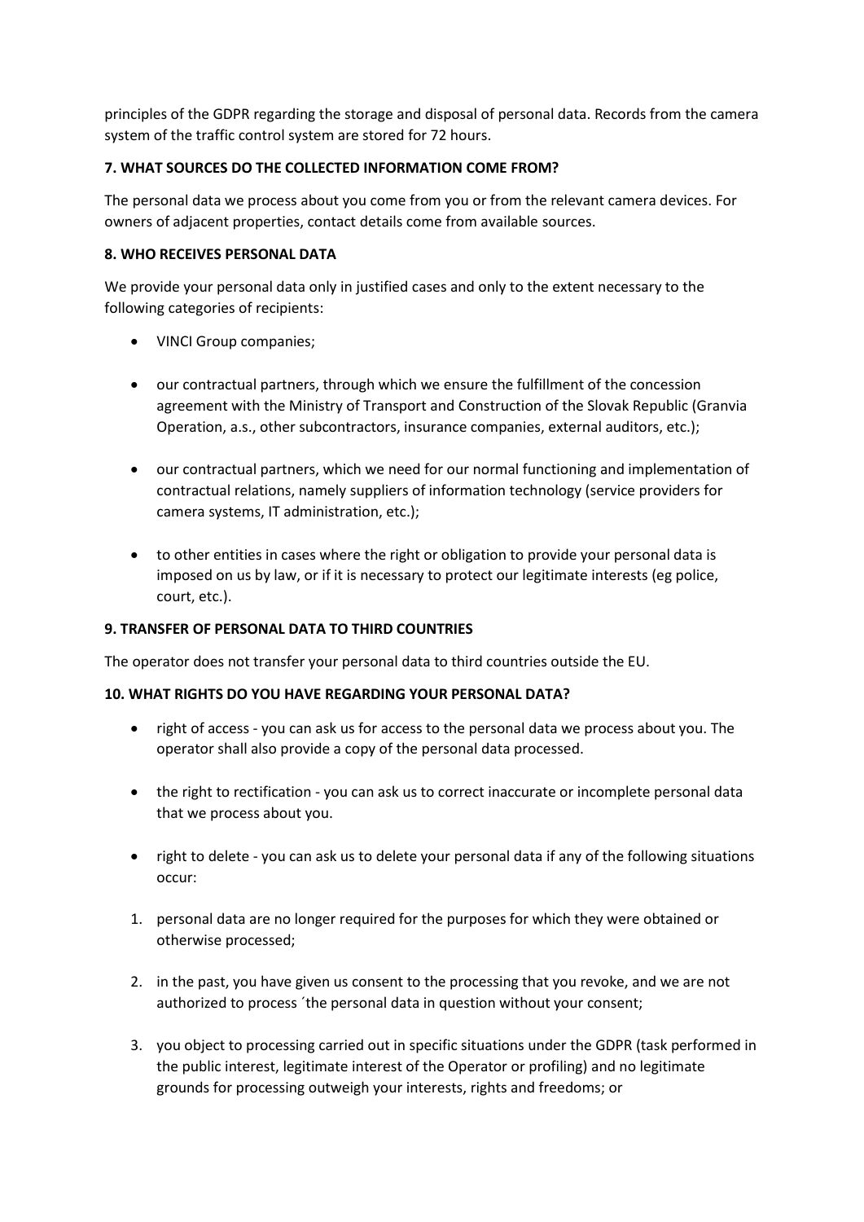principles of the GDPR regarding the storage and disposal of personal data. Records from the camera system of the traffic control system are stored for 72 hours.

### 7. WHAT SOURCES DO THE COLLECTED INFORMATION COME FROM?

The personal data we process about you come from you or from the relevant camera devices. For owners of adjacent properties, contact details come from available sources.

### 8. WHO RECEIVES PERSONAL DATA

We provide your personal data only in justified cases and only to the extent necessary to the following categories of recipients:

- VINCI Group companies;
- our contractual partners, through which we ensure the fulfillment of the concession agreement with the Ministry of Transport and Construction of the Slovak Republic (Granvia Operation, a.s., other subcontractors, insurance companies, external auditors, etc.);
- our contractual partners, which we need for our normal functioning and implementation of contractual relations, namely suppliers of information technology (service providers for camera systems, IT administration, etc.);
- to other entities in cases where the right or obligation to provide your personal data is imposed on us by law, or if it is necessary to protect our legitimate interests (eg police, court, etc.).

### 9. TRANSFER OF PERSONAL DATA TO THIRD COUNTRIES

The operator does not transfer your personal data to third countries outside the EU.

### 10. WHAT RIGHTS DO YOU HAVE REGARDING YOUR PERSONAL DATA?

- right of access - you can ask us for access to the personal data we process about you. The operator shall also provide a copy of the personal data processed.
- the right to rectification - you can ask us to correct inaccurate or incomplete personal data that we process about you.
- right to delete - you can ask us to delete your personal data if any of the following situations occur:

1. personal data are no longer required for the purposes for which they were obtained or otherwise processed;
2. in the past, you have given us consent to the processing that you revoke, and we are not authorized to process ´the personal data in question without your consent;
3. you object to processing carried out in specific situations under the GDPR (task performed in the public interest, legitimate interest of the Operator or profiling) and no legitimate grounds for processing outweigh your interests, rights and freedoms; or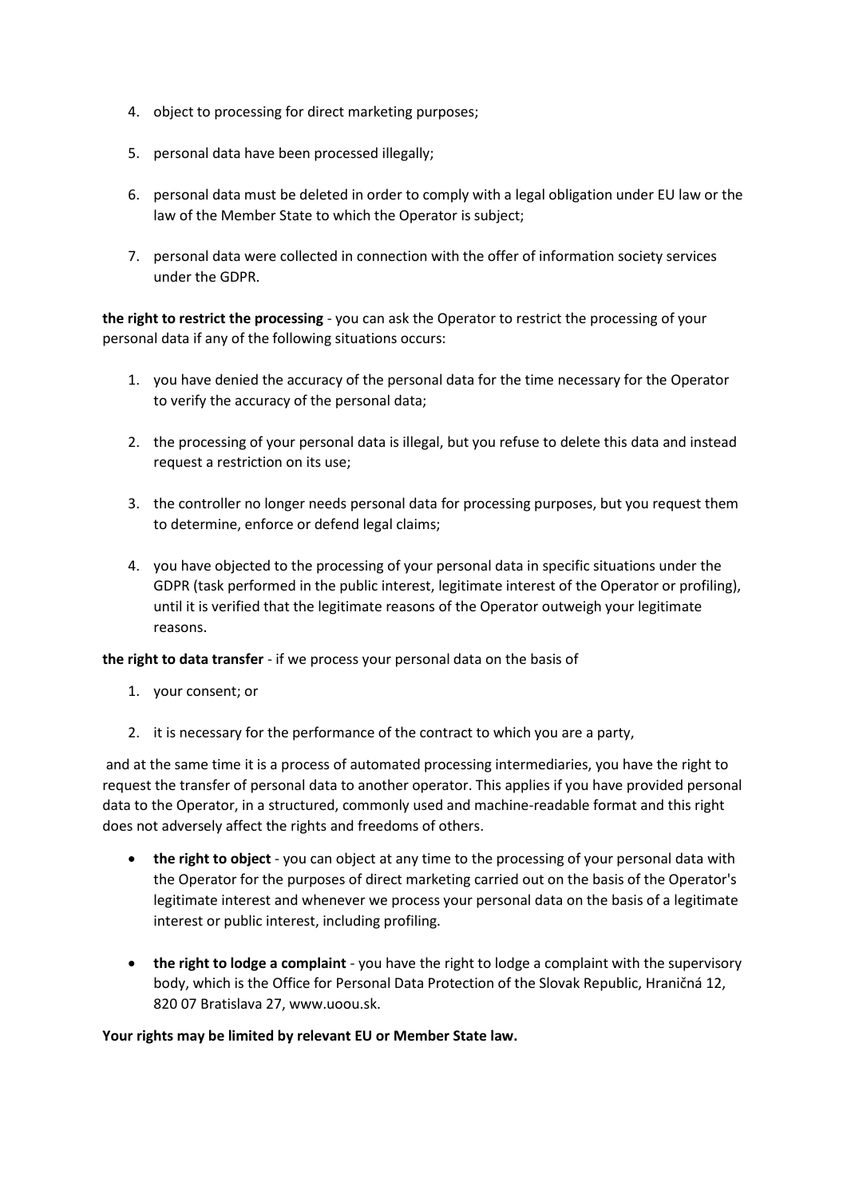4. object to processing for direct marketing purposes;
5. personal data have been processed illegally;
6. personal data must be deleted in order to comply with a legal obligation under EU law or the law of the Member State to which the Operator is subject;
7. personal data were collected in connection with the offer of information society services under the GDPR.

**the right to restrict the processing** - you can ask the Operator to restrict the processing of your personal data if any of the following situations occurs:

1. you have denied the accuracy of the personal data for the time necessary for the Operator to verify the accuracy of the personal data;
2. the processing of your personal data is illegal, but you refuse to delete this data and instead request a restriction on its use;
3. the controller no longer needs personal data for processing purposes, but you request them to determine, enforce or defend legal claims;
4. you have objected to the processing of your personal data in specific situations under the GDPR (task performed in the public interest, legitimate interest of the Operator or profiling), until it is verified that the legitimate reasons of the Operator outweigh your legitimate reasons.

**the right to data transfer** - if we process your personal data on the basis of

1. your consent; or
2. it is necessary for the performance of the contract to which you are a party,

and at the same time it is a process of automated processing intermediaries, you have the right to request the transfer of personal data to another operator. This applies if you have provided personal data to the Operator, in a structured, commonly used and machine-readable format and this right does not adversely affect the rights and freedoms of others.

- **the right to object** - you can object at any time to the processing of your personal data with the Operator for the purposes of direct marketing carried out on the basis of the Operator's legitimate interest and whenever we process your personal data on the basis of a legitimate interest or public interest, including profiling.
- **the right to lodge a complaint** - you have the right to lodge a complaint with the supervisory body, which is the Office for Personal Data Protection of the Slovak Republic, Hraničná 12, 820 07 Bratislava 27, www.uoou.sk.

**Your rights may be limited by relevant EU or Member State law.**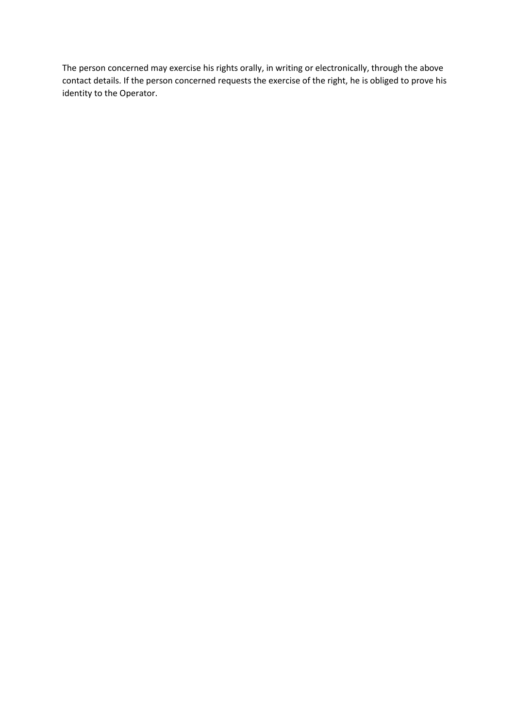The person concerned may exercise his rights orally, in writing or electronically, through the above contact details. If the person concerned requests the exercise of the right, he is obliged to prove his identity to the Operator.